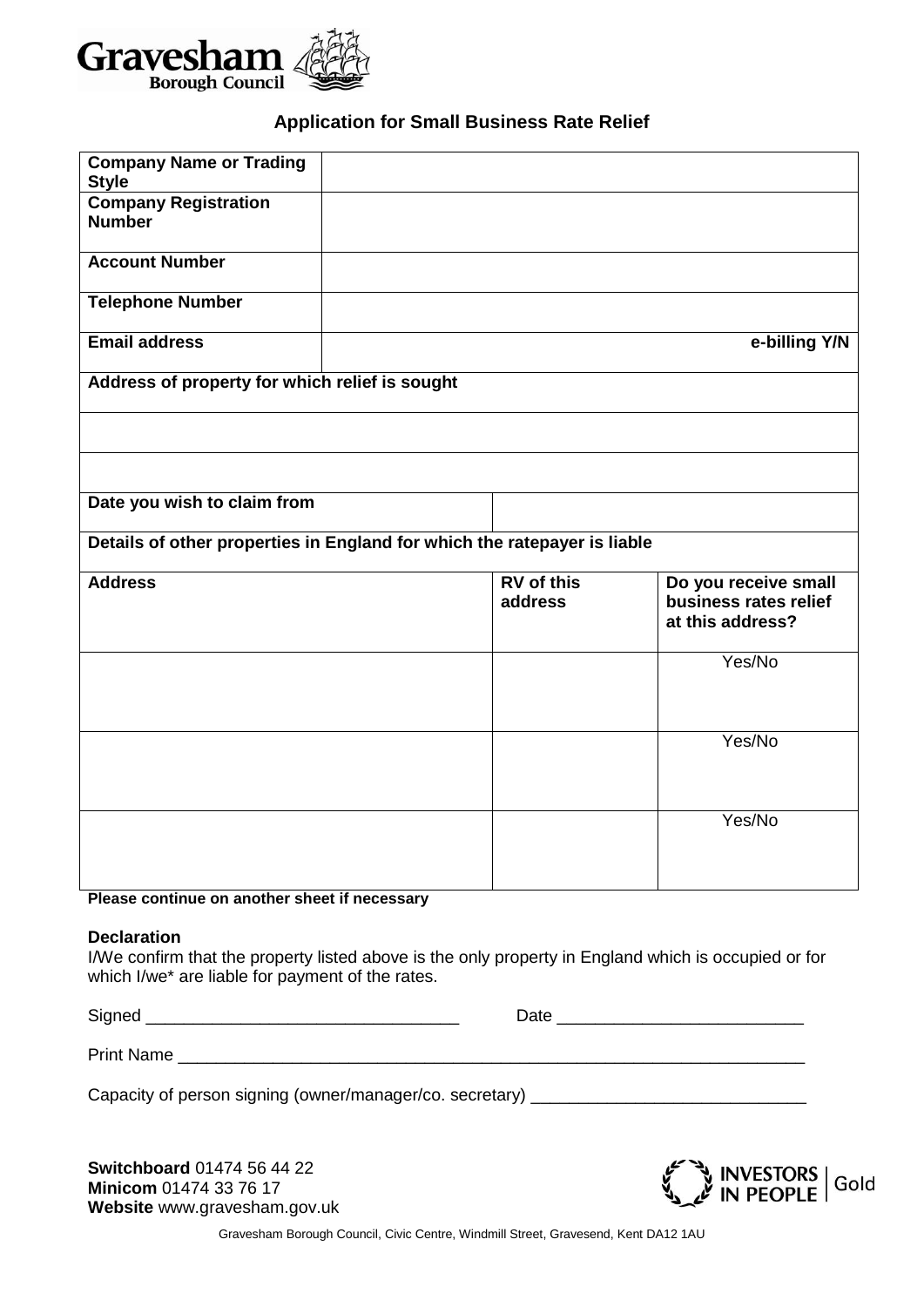Gravesham Borough Council

## Application for Small Business Rate Relief

| Company Name or Trading Style | | |
|---|---|---|
| Company Registration Number | | |
| Account Number | | |
| Telephone Number | | |
| Email address | | e-billing Y/N |
| Address of property for which relief is sought | | |
| | | |
| | | |
| Date you wish to claim from | | |

| Details of other properties in England for which the ratepayer is liable | | |
|---|---|---|
| **Address** | **RV of this address** | **Do you receive small business rates relief at this address?** |
| | | Yes/No |
| | | Yes/No |
| | | Yes/No |

**Please continue on another sheet if necessary**

**Declaration**

I/We confirm that the property listed above is the only property in England which is occupied or for which I/we* are liable for payment of the rates.

Signed _________________________________ Date __________________________

Print Name ____________________________________________________________________

Capacity of person signing (owner/manager/co. secretary) _____________________________

**Switchboard** 01474 56 44 22
**Minicom** 01474 33 76 17
**Website** www.gravesham.gov.uk

INVESTORS IN PEOPLE | Gold

Gravesham Borough Council, Civic Centre, Windmill Street, Gravesend, Kent DA12 1AU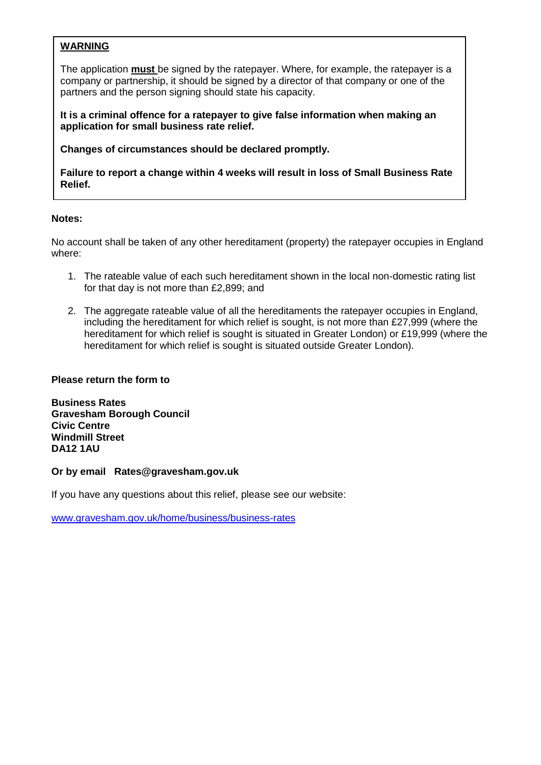**<u>WARNING</u>**

The application **<u>must</u>** be signed by the ratepayer. Where, for example, the ratepayer is a company or partnership, it should be signed by a director of that company or one of the partners and the person signing should state his capacity.

**It is a criminal offence for a ratepayer to give false information when making an application for small business rate relief.**

**Changes of circumstances should be declared promptly.**

**Failure to report a change within 4 weeks will result in loss of Small Business Rate Relief.**

**Notes:**

No account shall be taken of any other hereditament (property) the ratepayer occupies in England where:

1. The rateable value of each such hereditament shown in the local non-domestic rating list for that day is not more than £2,899; and
2. The aggregate rateable value of all the hereditaments the ratepayer occupies in England, including the hereditament for which relief is sought, is not more than £27,999 (where the hereditament for which relief is sought is situated in Greater London) or £19,999 (where the hereditament for which relief is sought is situated outside Greater London).

**Please return the form to**

**Business Rates**
**Gravesham Borough Council**
**Civic Centre**
**Windmill Street**
**DA12 1AU**

**Or by email Rates@gravesham.gov.uk**

If you have any questions about this relief, please see our website:

[www.gravesham.gov.uk/home/business/business-rates](http://www.gravesham.gov.uk/home/business/business-rates)